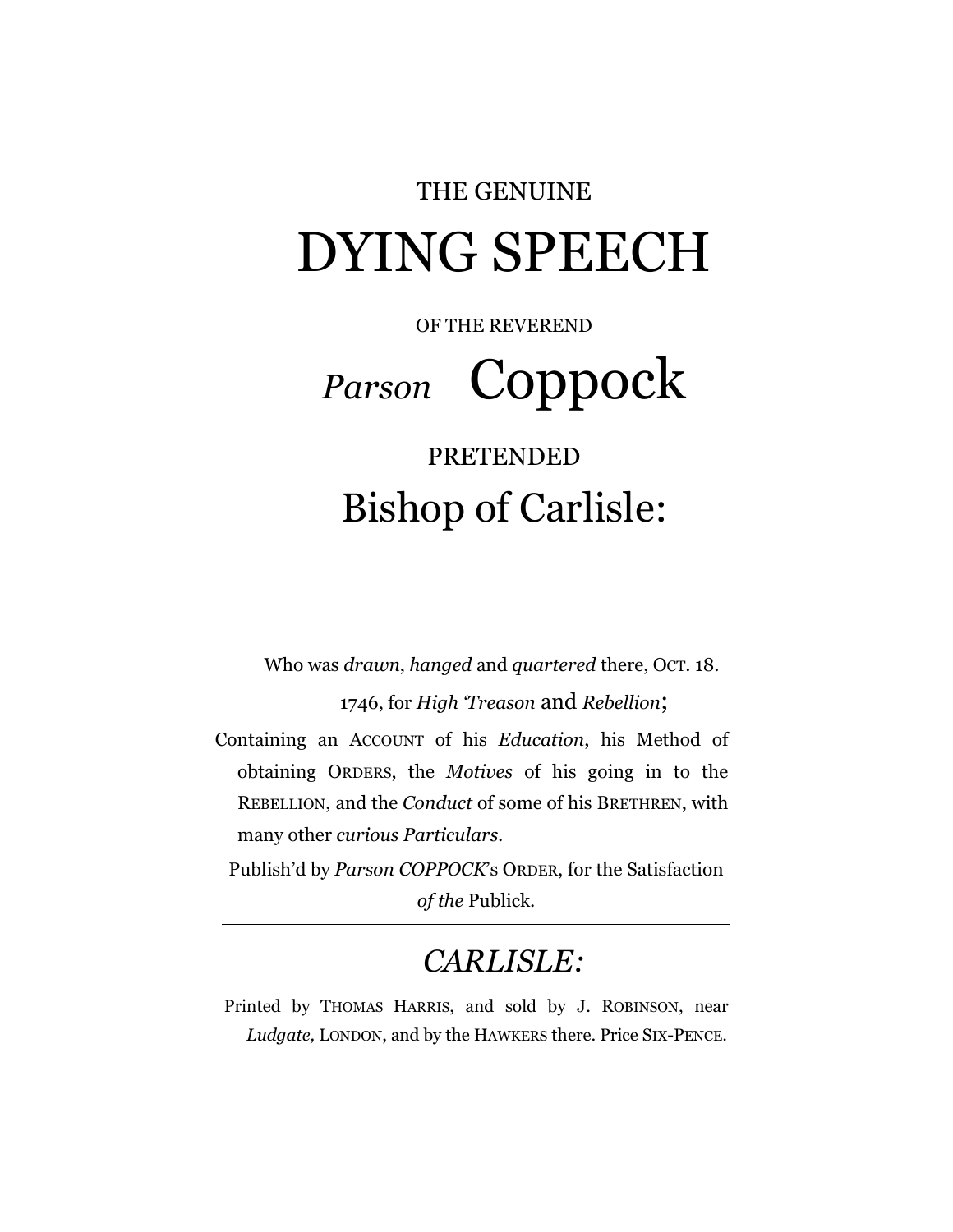THE GENUINE

# DYING SPEECH

OF THE REVEREND

## *Parson* Coppock

PRETENDED

## Bishop of Carlisle:

Who was *drawn*, *hanged* and *quartered* there, OCT. 18. 1746, for *High 'Treason* and *Rebellion*;

Containing an ACCOUNT of his *Education*, his Method of obtaining ORDERS, the *Motives* of his going in to the REBELLION, and the *Conduct* of some of his BRETHREN, with many other *curious Particulars*.

---

Publish'd by *Parson COPPOCK*'s ORDER, for the Satisfaction *of the* Publick.

---

## *CARLISLE:*

Printed by THOMAS HARRIS, and sold by J. ROBINSON, near *Ludgate,* LONDON, and by the HAWKERS there. Price SIX-PENCE.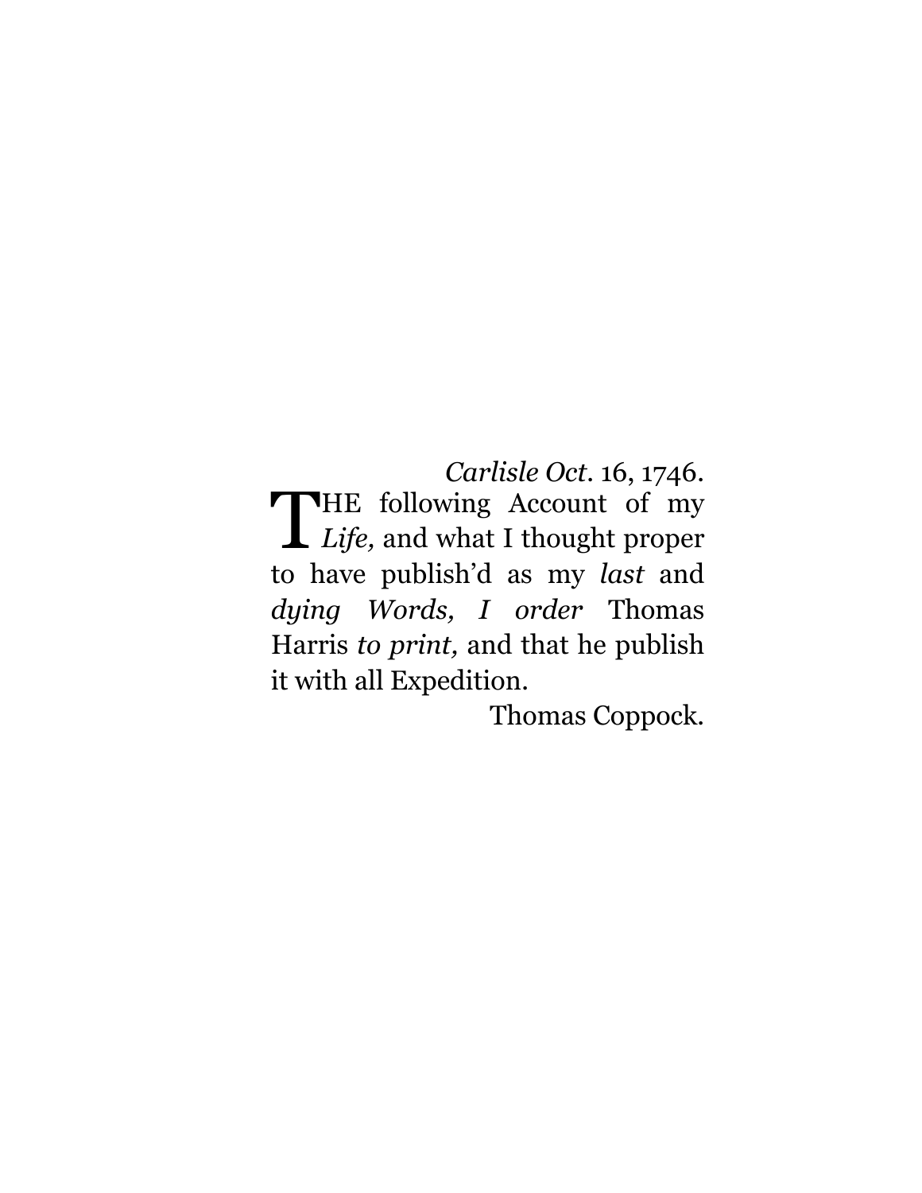*Carlisle Oct*. 16, 1746.

THE following Account of my *Life,* and what I thought proper to have publish'd as my *last* and *dying Words, I order* Thomas Harris *to print,* and that he publish it with all Expedition.

Thomas Coppock.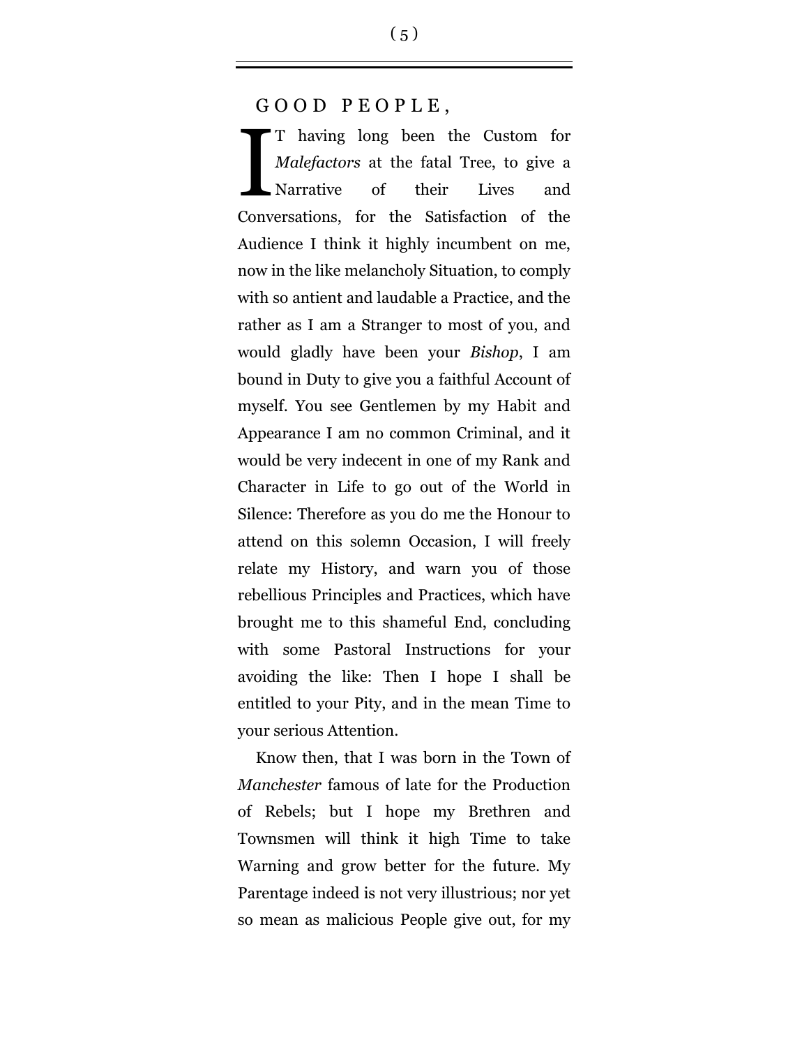GOOD PEOPLE,

IT having long been the Custom for *Malefactors* at the fatal Tree, to give a Narrative of their Lives and Conversations, for the Satisfaction of the Audience I think it highly incumbent on me, now in the like melancholy Situation, to comply with so antient and laudable a Practice, and the rather as I am a Stranger to most of you, and would gladly have been your *Bishop*, I am bound in Duty to give you a faithful Account of myself. You see Gentlemen by my Habit and Appearance I am no common Criminal, and it would be very indecent in one of my Rank and Character in Life to go out of the World in Silence: Therefore as you do me the Honour to attend on this solemn Occasion, I will freely relate my History, and warn you of those rebellious Principles and Practices, which have brought me to this shameful End, concluding with some Pastoral Instructions for your avoiding the like: Then I hope I shall be entitled to your Pity, and in the mean Time to your serious Attention.

Know then, that I was born in the Town of *Manchester* famous of late for the Production of Rebels; but I hope my Brethren and Townsmen will think it high Time to take Warning and grow better for the future. My Parentage indeed is not very illustrious; nor yet so mean as malicious People give out, for my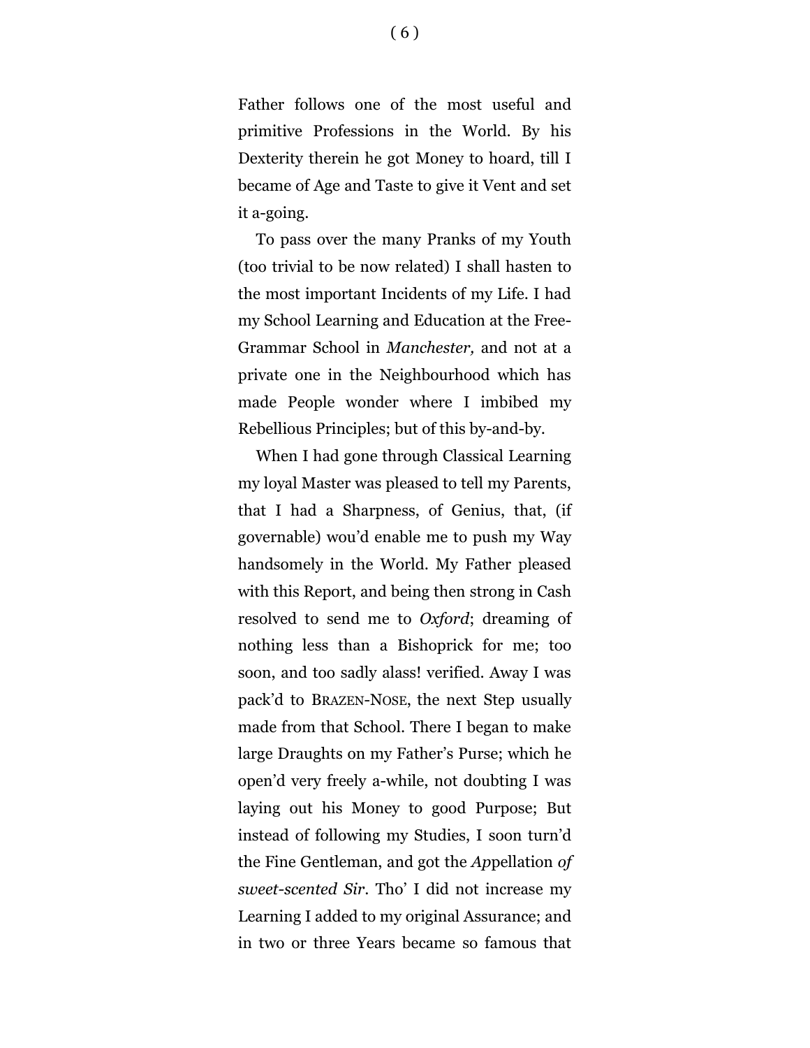Father follows one of the most useful and primitive Professions in the World. By his Dexterity therein he got Money to hoard, till I became of Age and Taste to give it Vent and set it a-going.

To pass over the many Pranks of my Youth (too trivial to be now related) I shall hasten to the most important Incidents of my Life. I had my School Learning and Education at the Free-Grammar School in *Manchester,* and not at a private one in the Neighbourhood which has made People wonder where I imbibed my Rebellious Principles; but of this by-and-by.

When I had gone through Classical Learning my loyal Master was pleased to tell my Parents, that I had a Sharpness, of Genius, that, (if governable) wou'd enable me to push my Way handsomely in the World. My Father pleased with this Report, and being then strong in Cash resolved to send me to *Oxford*; dreaming of nothing less than a Bishoprick for me; too soon, and too sadly alass! verified. Away I was pack'd to BRAZEN-NOSE, the next Step usually made from that School. There I began to make large Draughts on my Father's Purse; which he open'd very freely a-while, not doubting I was laying out his Money to good Purpose; But instead of following my Studies, I soon turn'd the Fine Gentleman, and got the *Ap*pellation *of sweet-scented Sir*. Tho' I did not increase my Learning I added to my original Assurance; and in two or three Years became so famous that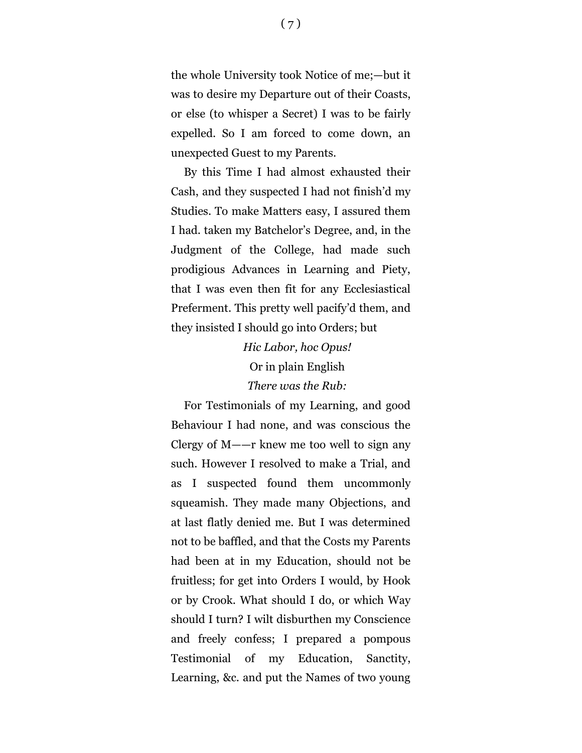the whole University took Notice of me;—but it was to desire my Departure out of their Coasts, or else (to whisper a Secret) I was to be fairly expelled. So I am forced to come down, an unexpected Guest to my Parents.

By this Time I had almost exhausted their Cash, and they suspected I had not finish'd my Studies. To make Matters easy, I assured them I had. taken my Batchelor's Degree, and, in the Judgment of the College, had made such prodigious Advances in Learning and Piety, that I was even then fit for any Ecclesiastical Preferment. This pretty well pacify'd them, and they insisted I should go into Orders; but

*Hic Labor, hoc Opus!*
Or in plain English
*There was the Rub:*

For Testimonials of my Learning, and good Behaviour I had none, and was conscious the Clergy of M——r knew me too well to sign any such. However I resolved to make a Trial, and as I suspected found them uncommonly squeamish. They made many Objections, and at last flatly denied me. But I was determined not to be baffled, and that the Costs my Parents had been at in my Education, should not be fruitless; for get into Orders I would, by Hook or by Crook. What should I do, or which Way should I turn? I wilt disburthen my Conscience and freely confess; I prepared a pompous Testimonial of my Education, Sanctity, Learning, &c. and put the Names of two young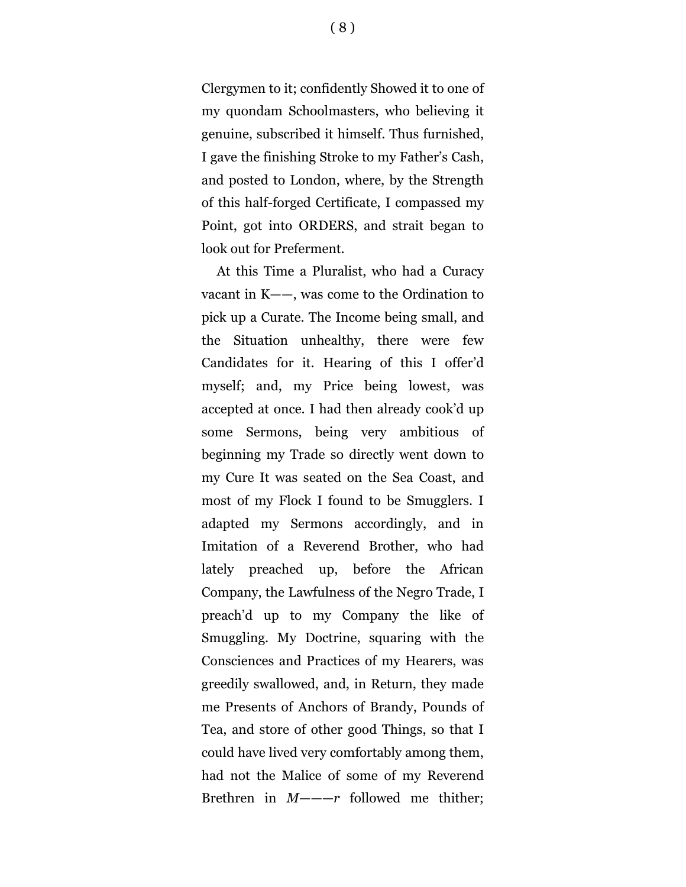Clergymen to it; confidently Showed it to one of my quondam Schoolmasters, who believing it genuine, subscribed it himself. Thus furnished, I gave the finishing Stroke to my Father's Cash, and posted to London, where, by the Strength of this half-forged Certificate, I compassed my Point, got into ORDERS, and strait began to look out for Preferment.

At this Time a Pluralist, who had a Curacy vacant in K——, was come to the Ordination to pick up a Curate. The Income being small, and the Situation unhealthy, there were few Candidates for it. Hearing of this I offer'd myself; and, my Price being lowest, was accepted at once. I had then already cook'd up some Sermons, being very ambitious of beginning my Trade so directly went down to my Cure It was seated on the Sea Coast, and most of my Flock I found to be Smugglers. I adapted my Sermons accordingly, and in Imitation of a Reverend Brother, who had lately preached up, before the African Company, the Lawfulness of the Negro Trade, I preach'd up to my Company the like of Smuggling. My Doctrine, squaring with the Consciences and Practices of my Hearers, was greedily swallowed, and, in Return, they made me Presents of Anchors of Brandy, Pounds of Tea, and store of other good Things, so that I could have lived very comfortably among them, had not the Malice of some of my Reverend Brethren in *M———r* followed me thither;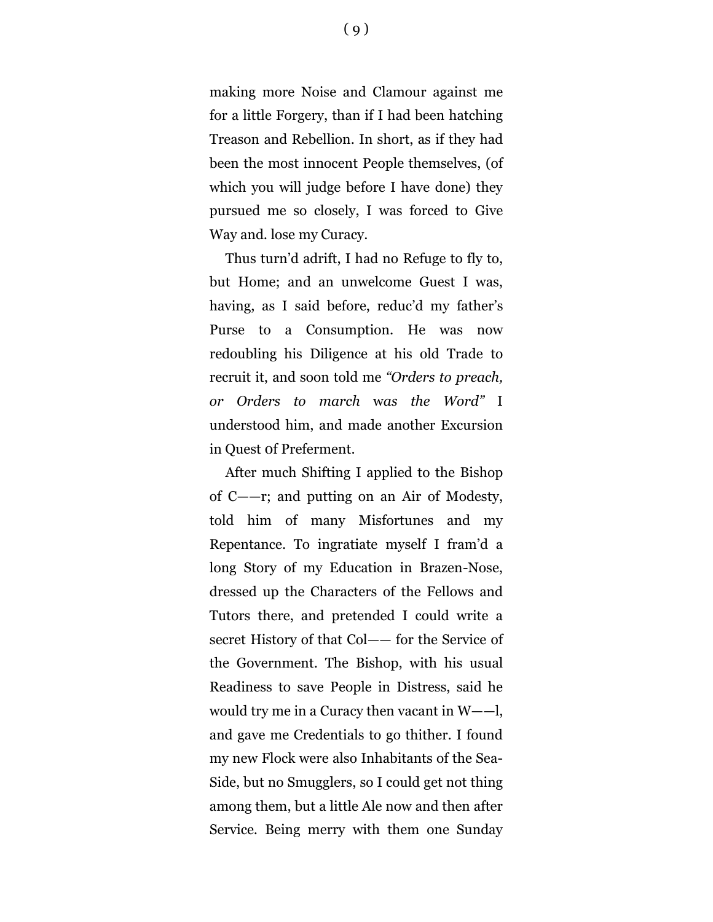making more Noise and Clamour against me for a little Forgery, than if I had been hatching Treason and Rebellion. In short, as if they had been the most innocent People themselves, (of which you will judge before I have done) they pursued me so closely, I was forced to Give Way and. lose my Curacy.

Thus turn'd adrift, I had no Refuge to fly to, but Home; and an unwelcome Guest I was, having, as I said before, reduc'd my father's Purse to a Consumption. He was now redoubling his Diligence at his old Trade to recruit it, and soon told me *"Orders to preach, or Orders to march was the Word"* I understood him, and made another Excursion in Quest of Preferment.

After much Shifting I applied to the Bishop of C——r; and putting on an Air of Modesty, told him of many Misfortunes and my Repentance. To ingratiate myself I fram'd a long Story of my Education in Brazen-Nose, dressed up the Characters of the Fellows and Tutors there, and pretended I could write a secret History of that Col—— for the Service of the Government. The Bishop, with his usual Readiness to save People in Distress, said he would try me in a Curacy then vacant in W——l, and gave me Credentials to go thither. I found my new Flock were also Inhabitants of the Sea-Side, but no Smugglers, so I could get not thing among them, but a little Ale now and then after Service. Being merry with them one Sunday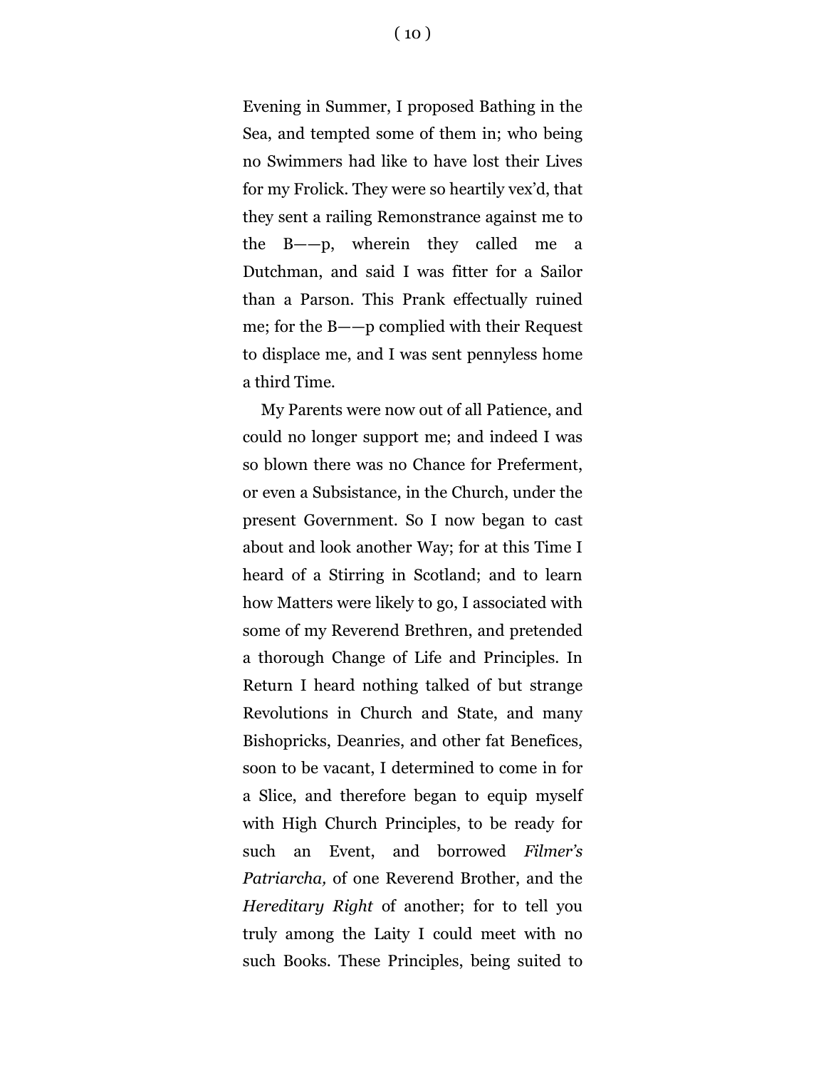Evening in Summer, I proposed Bathing in the Sea, and tempted some of them in; who being no Swimmers had like to have lost their Lives for my Frolick. They were so heartily vex'd, that they sent a railing Remonstrance against me to the B——p, wherein they called me a Dutchman, and said I was fitter for a Sailor than a Parson. This Prank effectually ruined me; for the B——p complied with their Request to displace me, and I was sent pennyless home a third Time.

My Parents were now out of all Patience, and could no longer support me; and indeed I was so blown there was no Chance for Preferment, or even a Subsistance, in the Church, under the present Government. So I now began to cast about and look another Way; for at this Time I heard of a Stirring in Scotland; and to learn how Matters were likely to go, I associated with some of my Reverend Brethren, and pretended a thorough Change of Life and Principles. In Return I heard nothing talked of but strange Revolutions in Church and State, and many Bishopricks, Deanries, and other fat Benefices, soon to be vacant, I determined to come in for a Slice, and therefore began to equip myself with High Church Principles, to be ready for such an Event, and borrowed *Filmer's Patriarcha,* of one Reverend Brother, and the *Hereditary Right* of another; for to tell you truly among the Laity I could meet with no such Books. These Principles, being suited to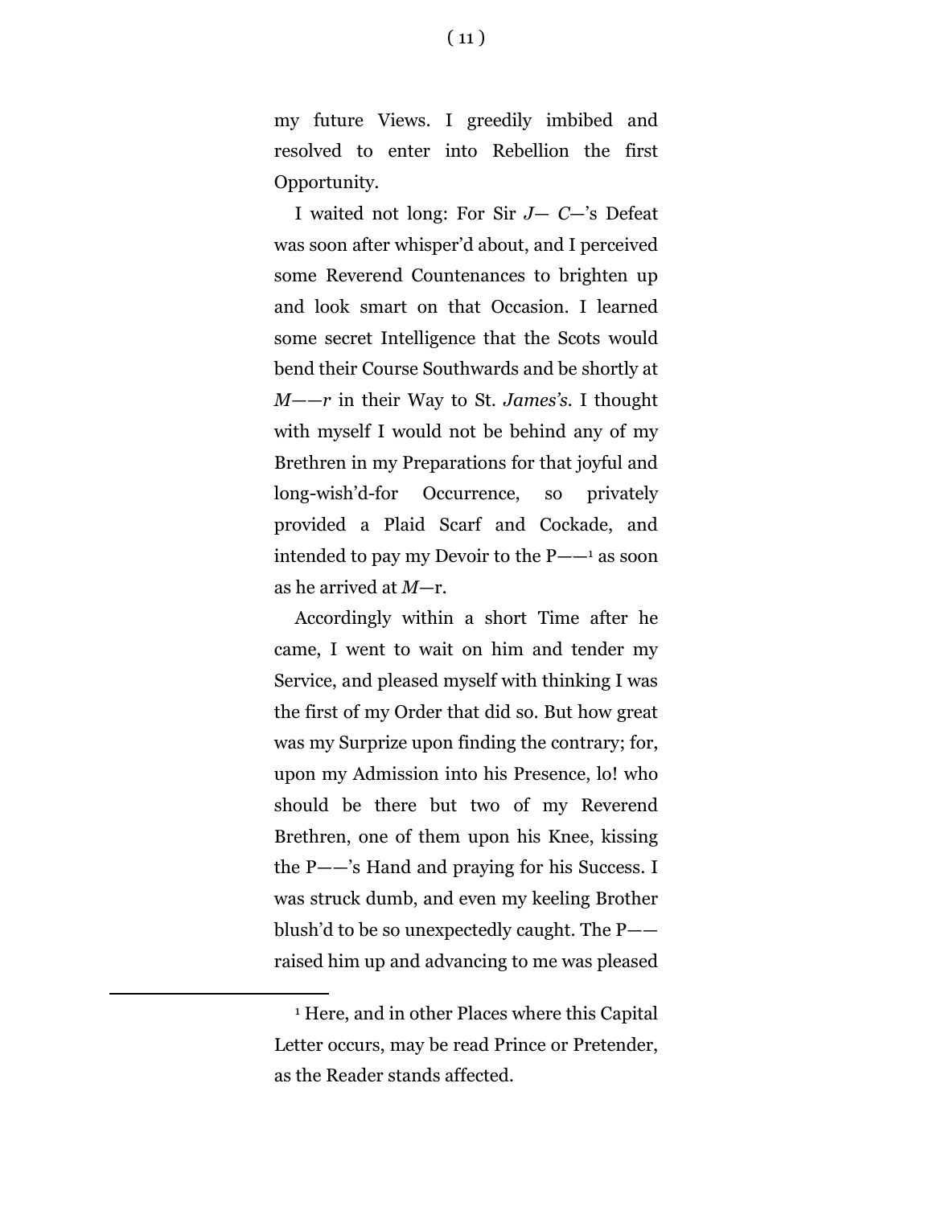my future Views. I greedily imbibed and resolved to enter into Rebellion the first Opportunity.

I waited not long: For Sir *J— C—*'s Defeat was soon after whisper'd about, and I perceived some Reverend Countenances to brighten up and look smart on that Occasion. I learned some secret Intelligence that the Scots would bend their Course Southwards and be shortly at *M——r* in their Way to St. *James's*. I thought with myself I would not be behind any of my Brethren in my Preparations for that joyful and long-wish'd-for Occurrence, so privately provided a Plaid Scarf and Cockade, and intended to pay my Devoir to the P——[1] as soon as he arrived at *M*—r.

Accordingly within a short Time after he came, I went to wait on him and tender my Service, and pleased myself with thinking I was the first of my Order that did so. But how great was my Surprize upon finding the contrary; for, upon my Admission into his Presence, lo! who should be there but two of my Reverend Brethren, one of them upon his Knee, kissing the P——'s Hand and praying for his Success. I was struck dumb, and even my keeling Brother blush'd to be so unexpectedly caught. The P—— raised him up and advancing to me was pleased

---

[1] Here, and in other Places where this Capital Letter occurs, may be read Prince or Pretender, as the Reader stands affected.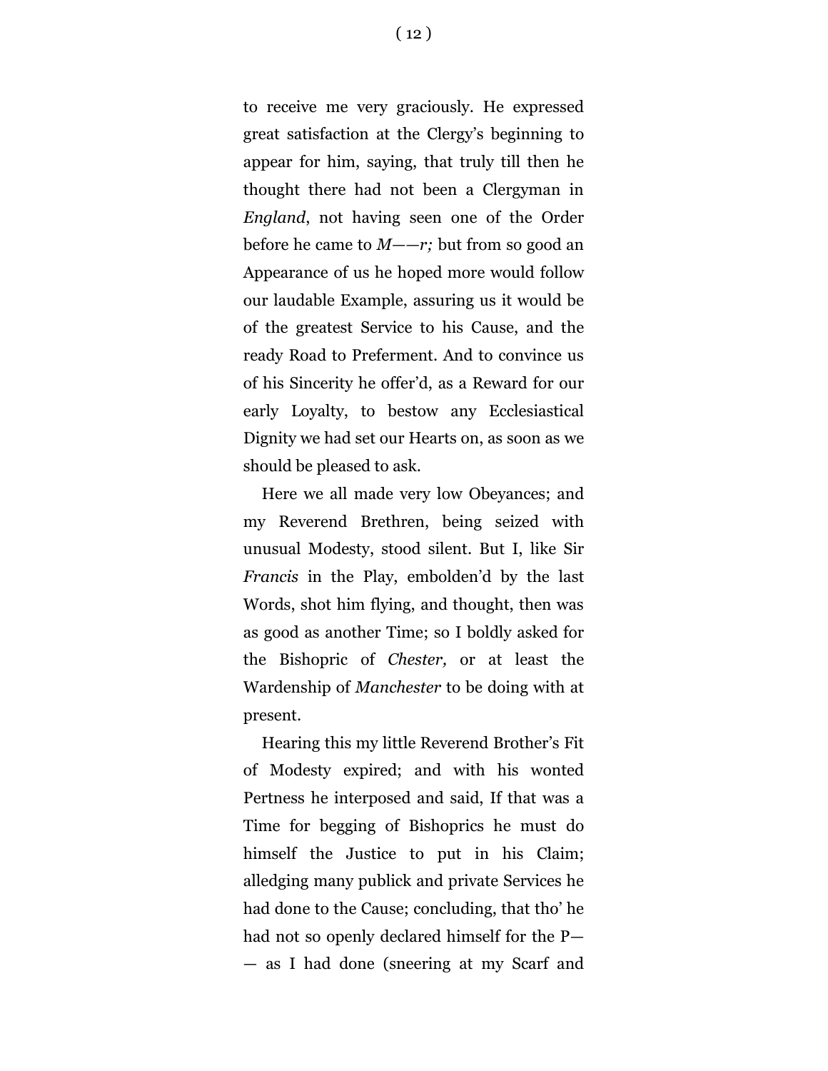to receive me very graciously. He expressed great satisfaction at the Clergy's beginning to appear for him, saying, that truly till then he thought there had not been a Clergyman in *England*, not having seen one of the Order before he came to *M——r;* but from so good an Appearance of us he hoped more would follow our laudable Example, assuring us it would be of the greatest Service to his Cause, and the ready Road to Preferment. And to convince us of his Sincerity he offer'd, as a Reward for our early Loyalty, to bestow any Ecclesiastical Dignity we had set our Hearts on, as soon as we should be pleased to ask.

Here we all made very low Obeyances; and my Reverend Brethren, being seized with unusual Modesty, stood silent. But I, like Sir *Francis* in the Play, embolden'd by the last Words, shot him flying, and thought, then was as good as another Time; so I boldly asked for the Bishopric of *Chester,* or at least the Wardenship of *Manchester* to be doing with at present.

Hearing this my little Reverend Brother's Fit of Modesty expired; and with his wonted Pertness he interposed and said, If that was a Time for begging of Bishoprics he must do himself the Justice to put in his Claim; alledging many publick and private Services he had done to the Cause; concluding, that tho' he had not so openly declared himself for the P—— as I had done (sneering at my Scarf and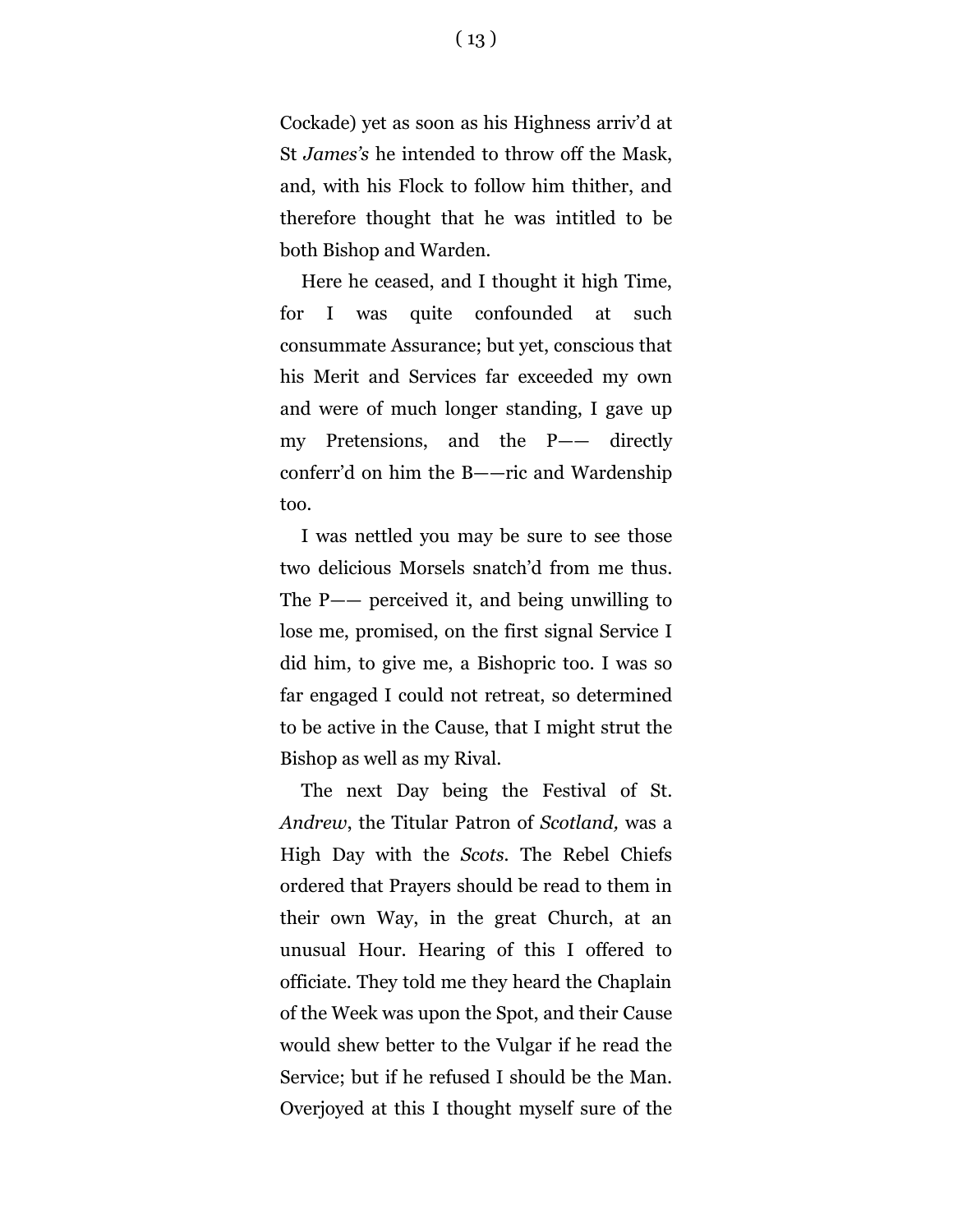Cockade) yet as soon as his Highness arriv'd at St *James's* he intended to throw off the Mask, and, with his Flock to follow him thither, and therefore thought that he was intitled to be both Bishop and Warden.

Here he ceased, and I thought it high Time, for I was quite confounded at such consummate Assurance; but yet, conscious that his Merit and Services far exceeded my own and were of much longer standing, I gave up my Pretensions, and the P—— directly conferr'd on him the B——ric and Wardenship too.

I was nettled you may be sure to see those two delicious Morsels snatch'd from me thus. The P—— perceived it, and being unwilling to lose me, promised, on the first signal Service I did him, to give me, a Bishopric too. I was so far engaged I could not retreat, so determined to be active in the Cause, that I might strut the Bishop as well as my Rival.

The next Day being the Festival of St. *Andrew*, the Titular Patron of *Scotland,* was a High Day with the *Scots*. The Rebel Chiefs ordered that Prayers should be read to them in their own Way, in the great Church, at an unusual Hour. Hearing of this I offered to officiate. They told me they heard the Chaplain of the Week was upon the Spot, and their Cause would shew better to the Vulgar if he read the Service; but if he refused I should be the Man. Overjoyed at this I thought myself sure of the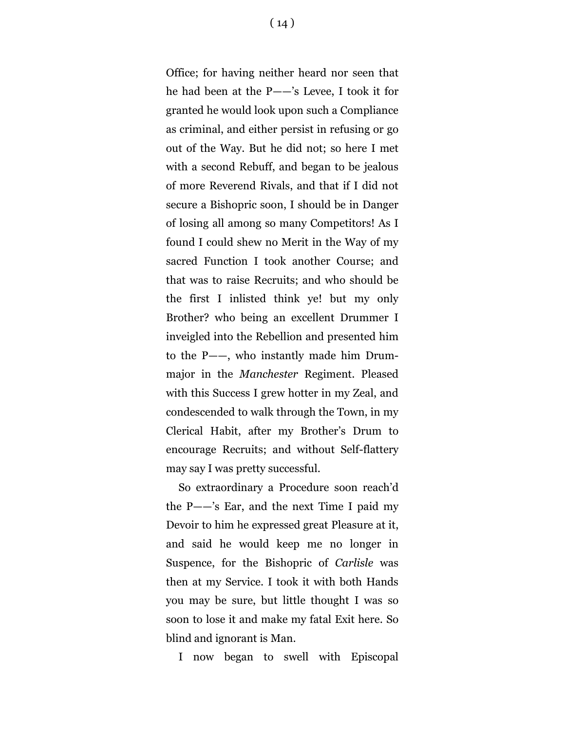Office; for having neither heard nor seen that he had been at the P——'s Levee, I took it for granted he would look upon such a Compliance as criminal, and either persist in refusing or go out of the Way. But he did not; so here I met with a second Rebuff, and began to be jealous of more Reverend Rivals, and that if I did not secure a Bishopric soon, I should be in Danger of losing all among so many Competitors! As I found I could shew no Merit in the Way of my sacred Function I took another Course; and that was to raise Recruits; and who should be the first I inlisted think ye! but my only Brother? who being an excellent Drummer I inveigled into the Rebellion and presented him to the P——, who instantly made him Drum-major in the *Manchester* Regiment. Pleased with this Success I grew hotter in my Zeal, and condescended to walk through the Town, in my Clerical Habit, after my Brother's Drum to encourage Recruits; and without Self-flattery may say I was pretty successful.

So extraordinary a Procedure soon reach'd the P——'s Ear, and the next Time I paid my Devoir to him he expressed great Pleasure at it, and said he would keep me no longer in Suspence, for the Bishopric of *Carlisle* was then at my Service. I took it with both Hands you may be sure, but little thought I was so soon to lose it and make my fatal Exit here. So blind and ignorant is Man.

I now began to swell with Episcopal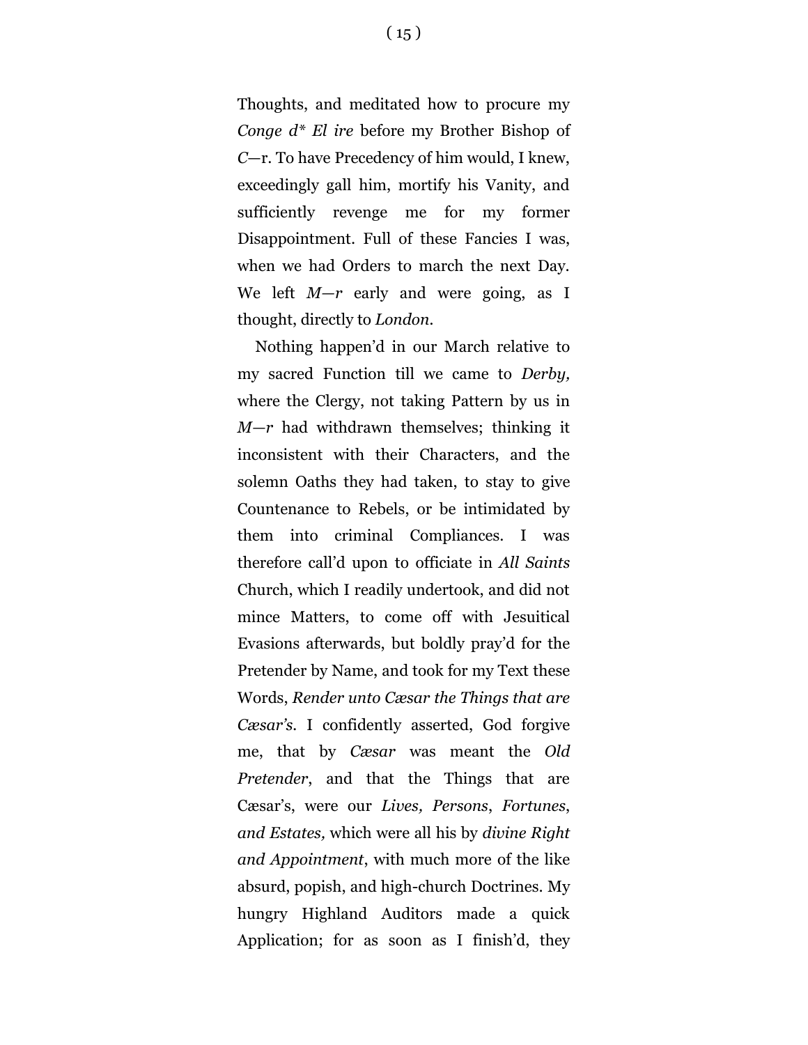Thoughts, and meditated how to procure my *Conge d* El ire* before my Brother Bishop of *C*—r. To have Precedency of him would, I knew, exceedingly gall him, mortify his Vanity, and sufficiently revenge me for my former Disappointment. Full of these Fancies I was, when we had Orders to march the next Day. We left *M—r* early and were going, as I thought, directly to *London*.

Nothing happen'd in our March relative to my sacred Function till we came to *Derby,* where the Clergy, not taking Pattern by us in *M—r* had withdrawn themselves; thinking it inconsistent with their Characters, and the solemn Oaths they had taken, to stay to give Countenance to Rebels, or be intimidated by them into criminal Compliances. I was therefore call'd upon to officiate in *All Saints* Church, which I readily undertook, and did not mince Matters, to come off with Jesuitical Evasions afterwards, but boldly pray'd for the Pretender by Name, and took for my Text these Words, *Render unto Cæsar the Things that are Cæsar's*. I confidently asserted, God forgive me, that by *Cæsar* was meant the *Old Pretender*, and that the Things that are Cæsar's, were our *Lives, Persons*, *Fortunes*, *and Estates,* which were all his by *divine Right and Appointment*, with much more of the like absurd, popish, and high-church Doctrines. My hungry Highland Auditors made a quick Application; for as soon as I finish'd, they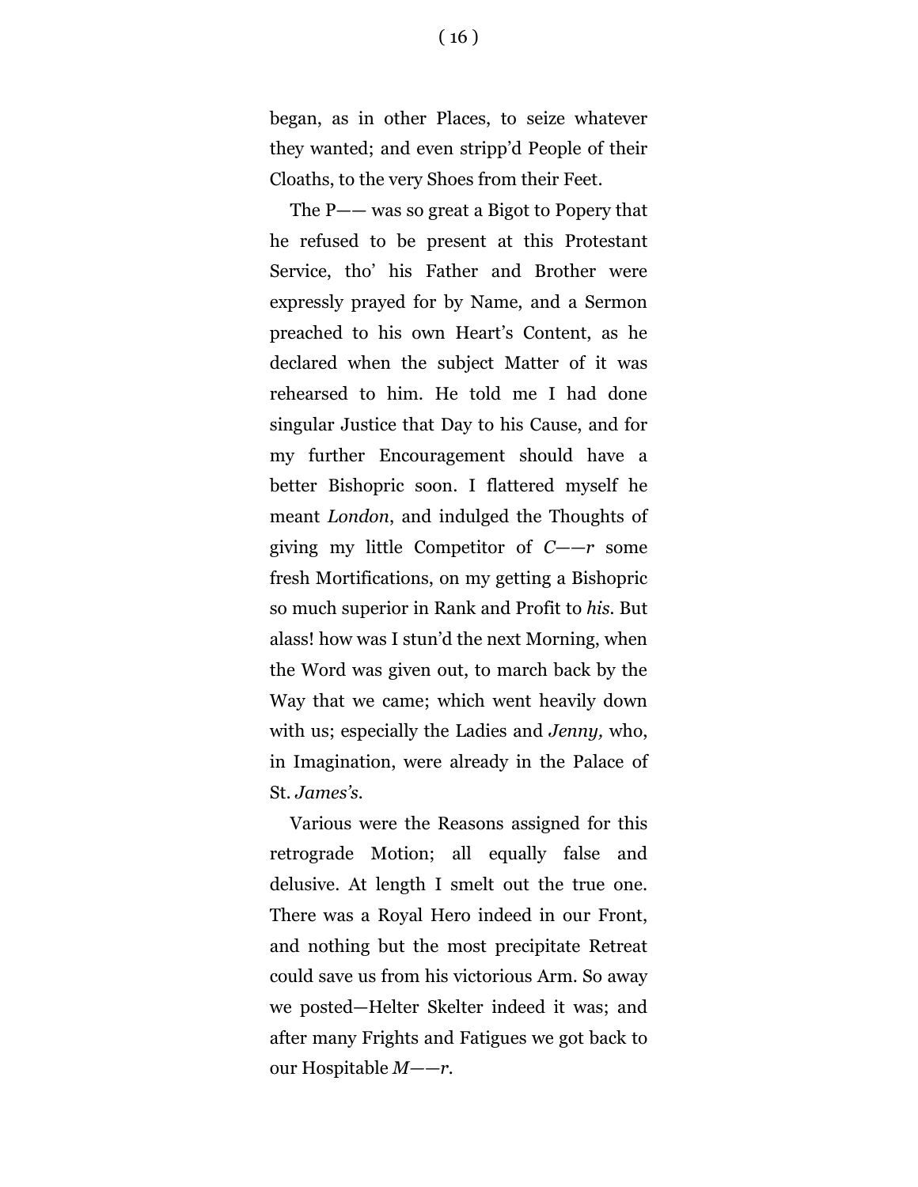began, as in other Places, to seize whatever they wanted; and even stripp'd People of their Cloaths, to the very Shoes from their Feet.

The P—— was so great a Bigot to Popery that he refused to be present at this Protestant Service, tho' his Father and Brother were expressly prayed for by Name, and a Sermon preached to his own Heart's Content, as he declared when the subject Matter of it was rehearsed to him. He told me I had done singular Justice that Day to his Cause, and for my further Encouragement should have a better Bishopric soon. I flattered myself he meant *London*, and indulged the Thoughts of giving my little Competitor of *C——r* some fresh Mortifications, on my getting a Bishopric so much superior in Rank and Profit to *his*. But alass! how was I stun'd the next Morning, when the Word was given out, to march back by the Way that we came; which went heavily down with us; especially the Ladies and *Jenny,* who, in Imagination, were already in the Palace of St. *James's*.

Various were the Reasons assigned for this retrograde Motion; all equally false and delusive. At length I smelt out the true one. There was a Royal Hero indeed in our Front, and nothing but the most precipitate Retreat could save us from his victorious Arm. So away we posted—Helter Skelter indeed it was; and after many Frights and Fatigues we got back to our Hospitable *M——r*.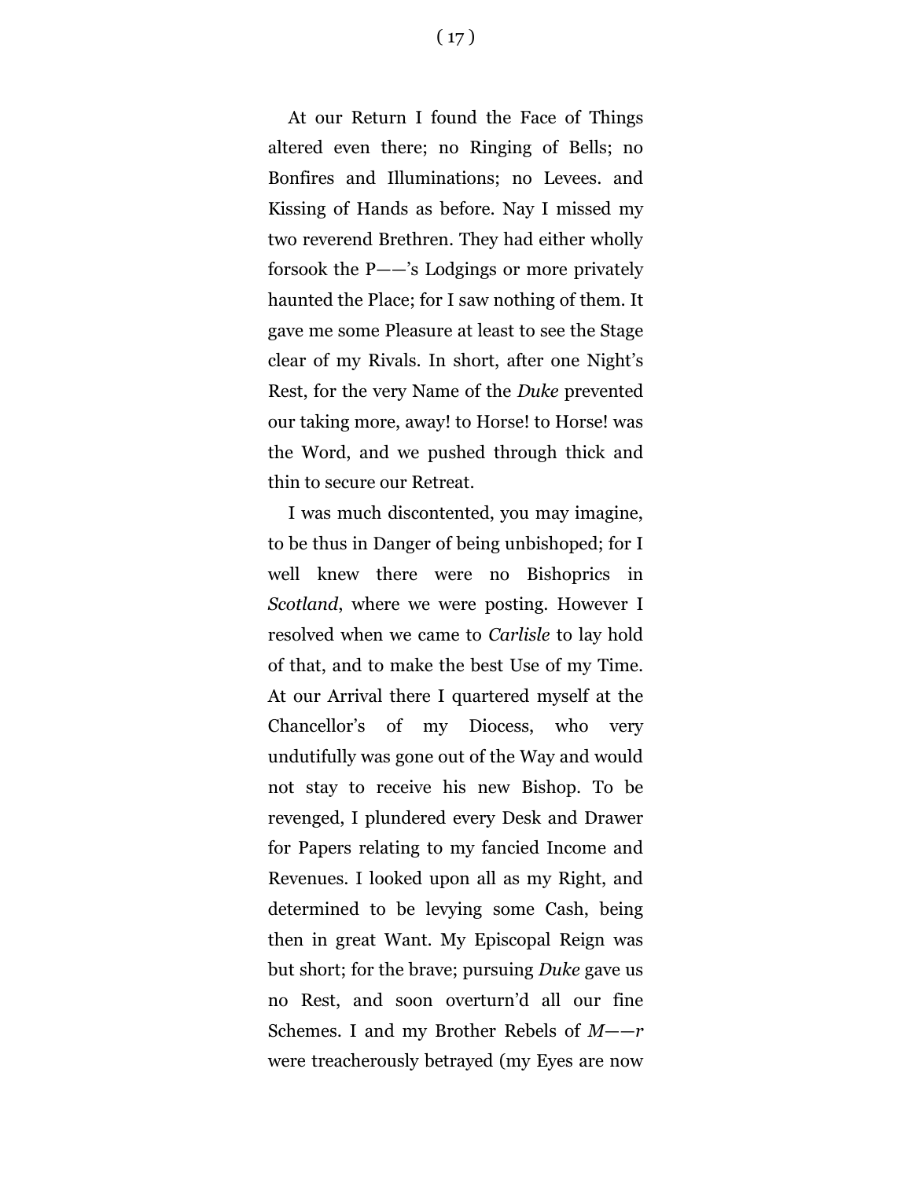At our Return I found the Face of Things altered even there; no Ringing of Bells; no Bonfires and Illuminations; no Levees. and Kissing of Hands as before. Nay I missed my two reverend Brethren. They had either wholly forsook the P——'s Lodgings or more privately haunted the Place; for I saw nothing of them. It gave me some Pleasure at least to see the Stage clear of my Rivals. In short, after one Night's Rest, for the very Name of the *Duke* prevented our taking more, away! to Horse! to Horse! was the Word, and we pushed through thick and thin to secure our Retreat.

I was much discontented, you may imagine, to be thus in Danger of being unbishoped; for I well knew there were no Bishoprics in *Scotland*, where we were posting. However I resolved when we came to *Carlisle* to lay hold of that, and to make the best Use of my Time. At our Arrival there I quartered myself at the Chancellor's of my Diocess, who very undutifully was gone out of the Way and would not stay to receive his new Bishop. To be revenged, I plundered every Desk and Drawer for Papers relating to my fancied Income and Revenues. I looked upon all as my Right, and determined to be levying some Cash, being then in great Want. My Episcopal Reign was but short; for the brave; pursuing *Duke* gave us no Rest, and soon overturn'd all our fine Schemes. I and my Brother Rebels of *M——r* were treacherously betrayed (my Eyes are now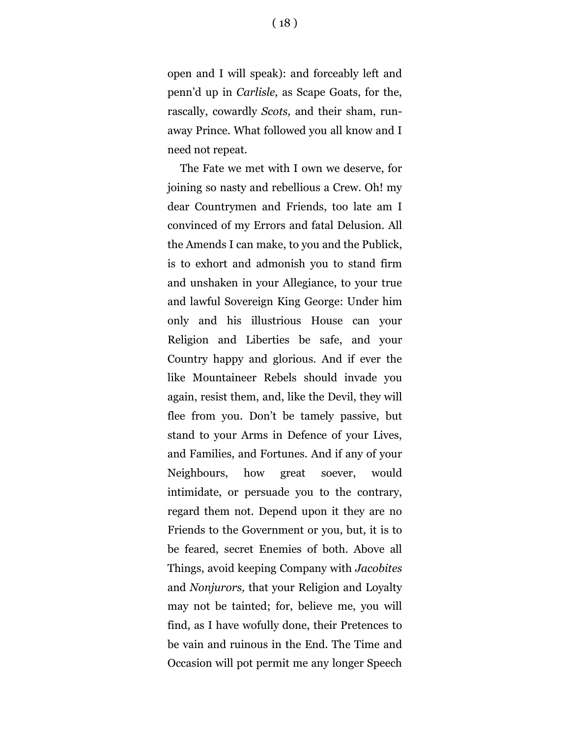open and I will speak): and forceably left and penn'd up in *Carlisle,* as Scape Goats, for the, rascally, cowardly *Scots,* and their sham, run-away Prince. What followed you all know and I need not repeat.

The Fate we met with I own we deserve, for joining so nasty and rebellious a Crew. Oh! my dear Countrymen and Friends, too late am I convinced of my Errors and fatal Delusion. All the Amends I can make, to you and the Publick, is to exhort and admonish you to stand firm and unshaken in your Allegiance, to your true and lawful Sovereign King George: Under him only and his illustrious House can your Religion and Liberties be safe, and your Country happy and glorious. And if ever the like Mountaineer Rebels should invade you again, resist them, and, like the Devil, they will flee from you. Don't be tamely passive, but stand to your Arms in Defence of your Lives, and Families, and Fortunes. And if any of your Neighbours, how great soever, would intimidate, or persuade you to the contrary, regard them not. Depend upon it they are no Friends to the Government or you, but, it is to be feared, secret Enemies of both. Above all Things, avoid keeping Company with *Jacobites* and *Nonjurors,* that your Religion and Loyalty may not be tainted; for, believe me, you will find, as I have wofully done, their Pretences to be vain and ruinous in the End. The Time and Occasion will pot permit me any longer Speech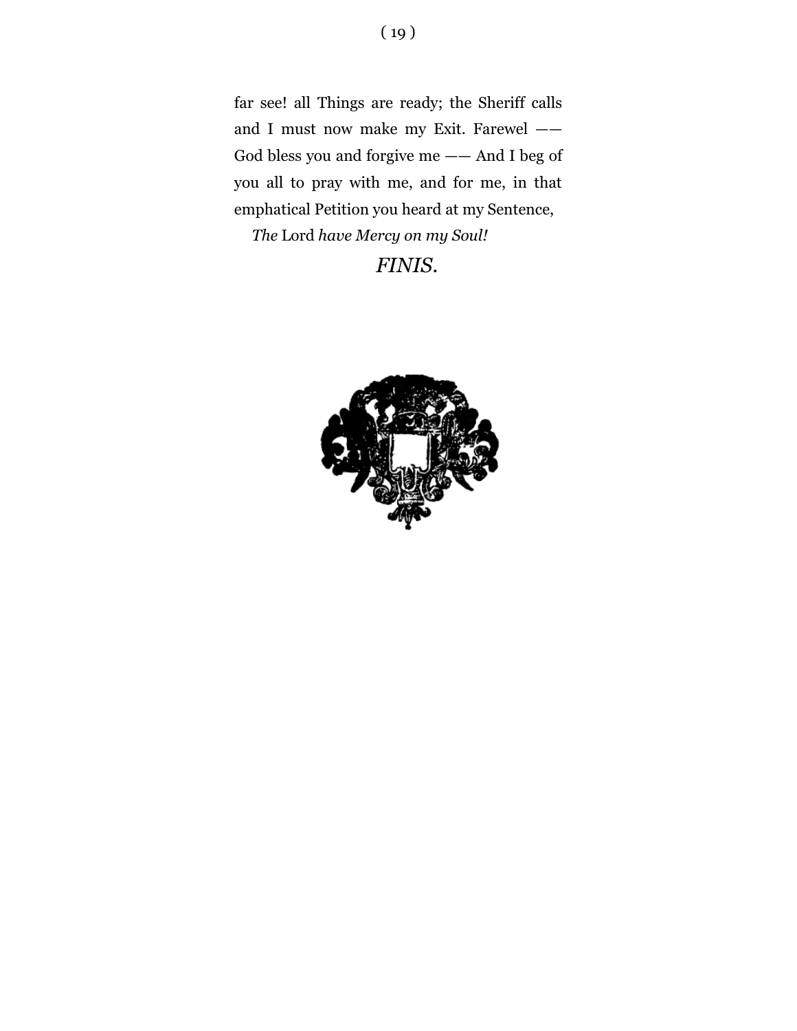far see! all Things are ready; the Sheriff calls and I must now make my Exit. Farewel —— God bless you and forgive me —— And I beg of you all to pray with me, and for me, in that emphatical Petition you heard at my Sentence,

*The* Lord *have Mercy on my Soul!*

*FINIS.*